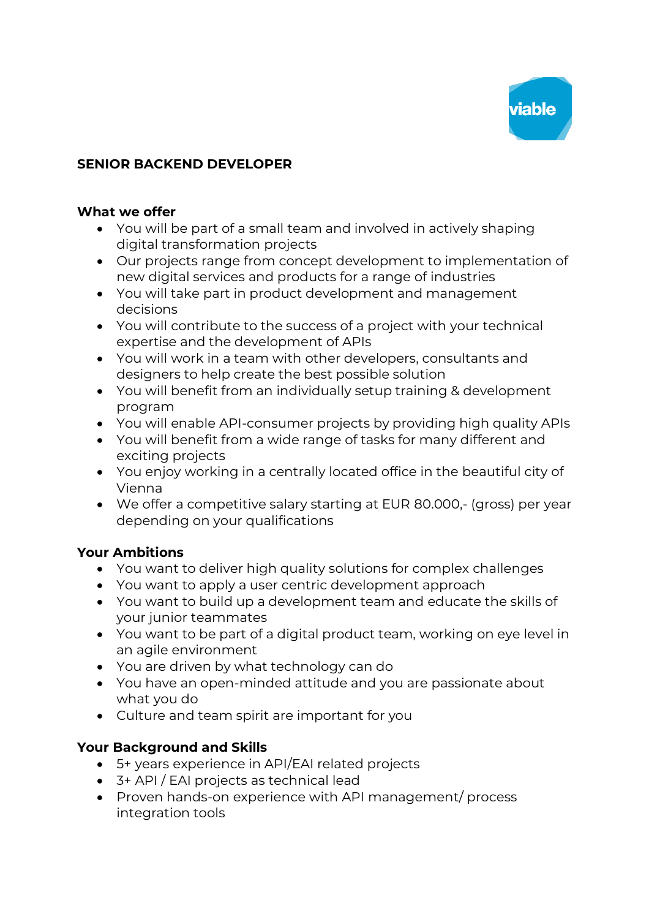# SENIOR BACKEND DEVELOPER

## What we offer

- You will be part of a small team and involved in actively shaping digital transformation projects
- Our projects range from concept development to implementation of new digital services and products for a range of industries
- You will take part in product development and management decisions
- You will contribute to the success of a project with your technical expertise and the development of APIs
- You will work in a team with other developers, consultants and designers to help create the best possible solution
- You will benefit from an individually setup training & development program
- You will enable API-consumer projects by providing high quality APIs
- You will benefit from a wide range of tasks for many different and exciting projects
- You enjoy working in a centrally located office in the beautiful city of Vienna
- We offer a competitive salary starting at EUR 80.000,- (gross) per year depending on your qualifications

## Your Ambitions

- You want to deliver high quality solutions for complex challenges
- You want to apply a user centric development approach
- You want to build up a development team and educate the skills of your junior teammates
- You want to be part of a digital product team, working on eye level in an agile environment
- You are driven by what technology can do
- You have an open-minded attitude and you are passionate about what you do
- Culture and team spirit are important for you

## Your Background and Skills

- 5+ years experience in API/EAI related projects
- 3+ API / EAI projects as technical lead
- Proven hands-on experience with API management/ process integration tools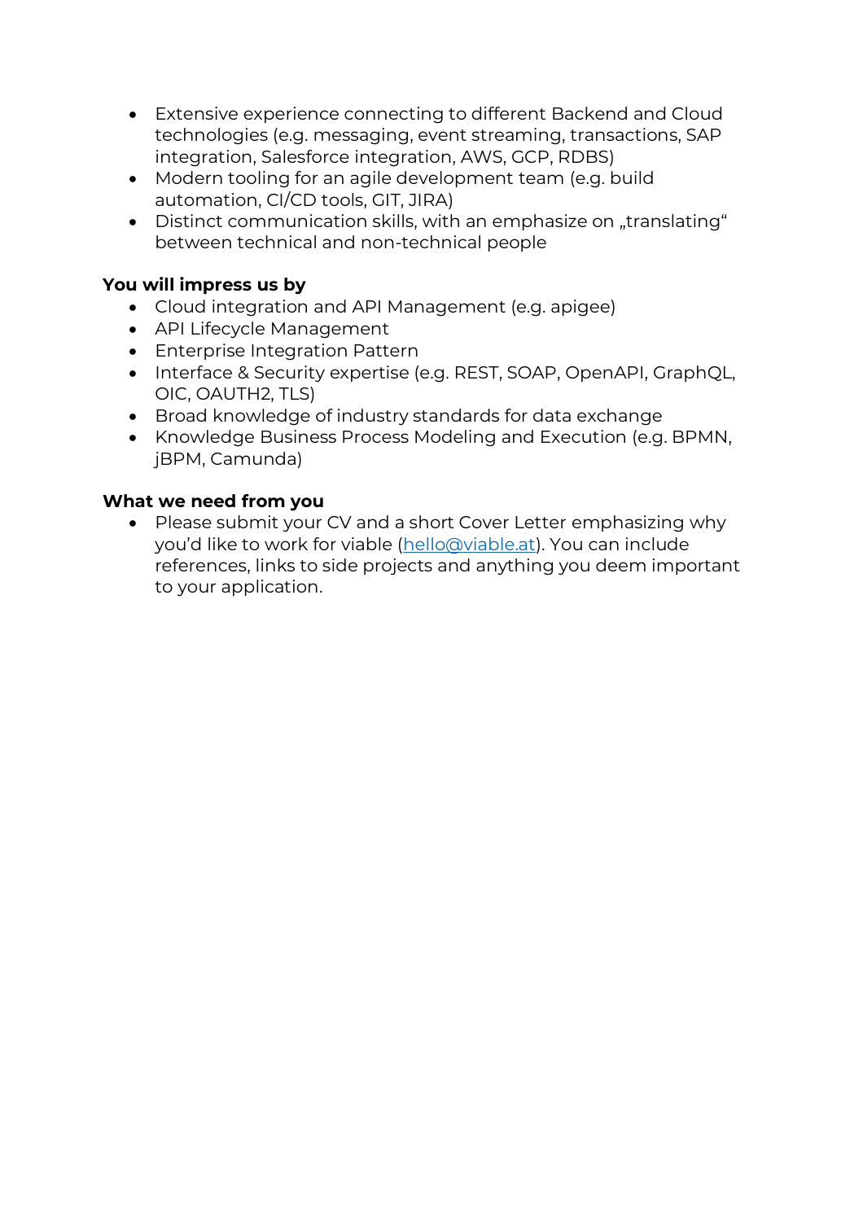- Extensive experience connecting to different Backend and Cloud technologies (e.g. messaging, event streaming, transactions, SAP integration, Salesforce integration, AWS, GCP, RDBS)
- Modern tooling for an agile development team (e.g. build automation, CI/CD tools, GIT, JIRA)
- Distinct communication skills, with an emphasize on „translating“ between technical and non-technical people

**You will impress us by**

- Cloud integration and API Management (e.g. apigee)
- API Lifecycle Management
- Enterprise Integration Pattern
- Interface & Security expertise (e.g. REST, SOAP, OpenAPI, GraphQL, OIC, OAUTH2, TLS)
- Broad knowledge of industry standards for data exchange
- Knowledge Business Process Modeling and Execution (e.g. BPMN, jBPM, Camunda)

**What we need from you**

- Please submit your CV and a short Cover Letter emphasizing why you'd like to work for viable ([hello@viable.at](mailto:hello@viable.at)). You can include references, links to side projects and anything you deem important to your application.